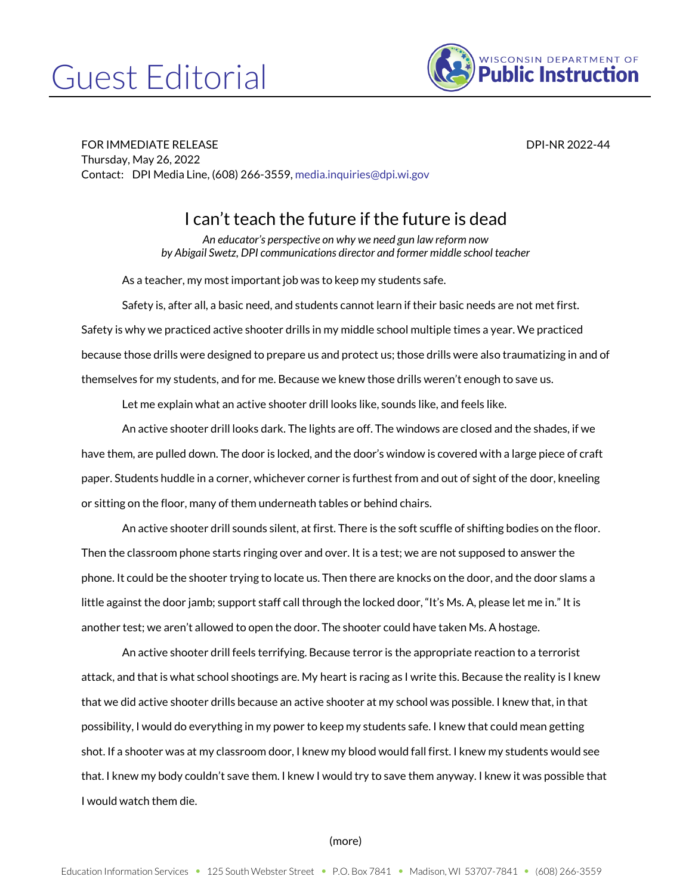# Guest Editorial

WISCONSIN DEPARTMENT OF **Public Instruction**

FOR IMMEDIATE RELEASE DPI-NR 2022-44
Thursday, May 26, 2022
Contact: DPI Media Line, (608) 266-3559, media.inquiries@dpi.wi.gov

## I can't teach the future if the future is dead

*An educator's perspective on why we need gun law reform now*
*by Abigail Swetz, DPI communications director and former middle school teacher*

As a teacher, my most important job was to keep my students safe.

Safety is, after all, a basic need, and students cannot learn if their basic needs are not met first. Safety is why we practiced active shooter drills in my middle school multiple times a year. We practiced because those drills were designed to prepare us and protect us; those drills were also traumatizing in and of themselves for my students, and for me. Because we knew those drills weren't enough to save us.

Let me explain what an active shooter drill looks like, sounds like, and feels like.

An active shooter drill looks dark. The lights are off. The windows are closed and the shades, if we have them, are pulled down. The door is locked, and the door's window is covered with a large piece of craft paper. Students huddle in a corner, whichever corner is furthest from and out of sight of the door, kneeling or sitting on the floor, many of them underneath tables or behind chairs.

An active shooter drill sounds silent, at first. There is the soft scuffle of shifting bodies on the floor. Then the classroom phone starts ringing over and over. It is a test; we are not supposed to answer the phone. It could be the shooter trying to locate us. Then there are knocks on the door, and the door slams a little against the door jamb; support staff call through the locked door, "It's Ms. A, please let me in." It is another test; we aren't allowed to open the door. The shooter could have taken Ms. A hostage.

An active shooter drill feels terrifying. Because terror is the appropriate reaction to a terrorist attack, and that is what school shootings are. My heart is racing as I write this. Because the reality is I knew that we did active shooter drills because an active shooter at my school was possible. I knew that, in that possibility, I would do everything in my power to keep my students safe. I knew that could mean getting shot. If a shooter was at my classroom door, I knew my blood would fall first. I knew my students would see that. I knew my body couldn't save them. I knew I would try to save them anyway. I knew it was possible that I would watch them die.

(more)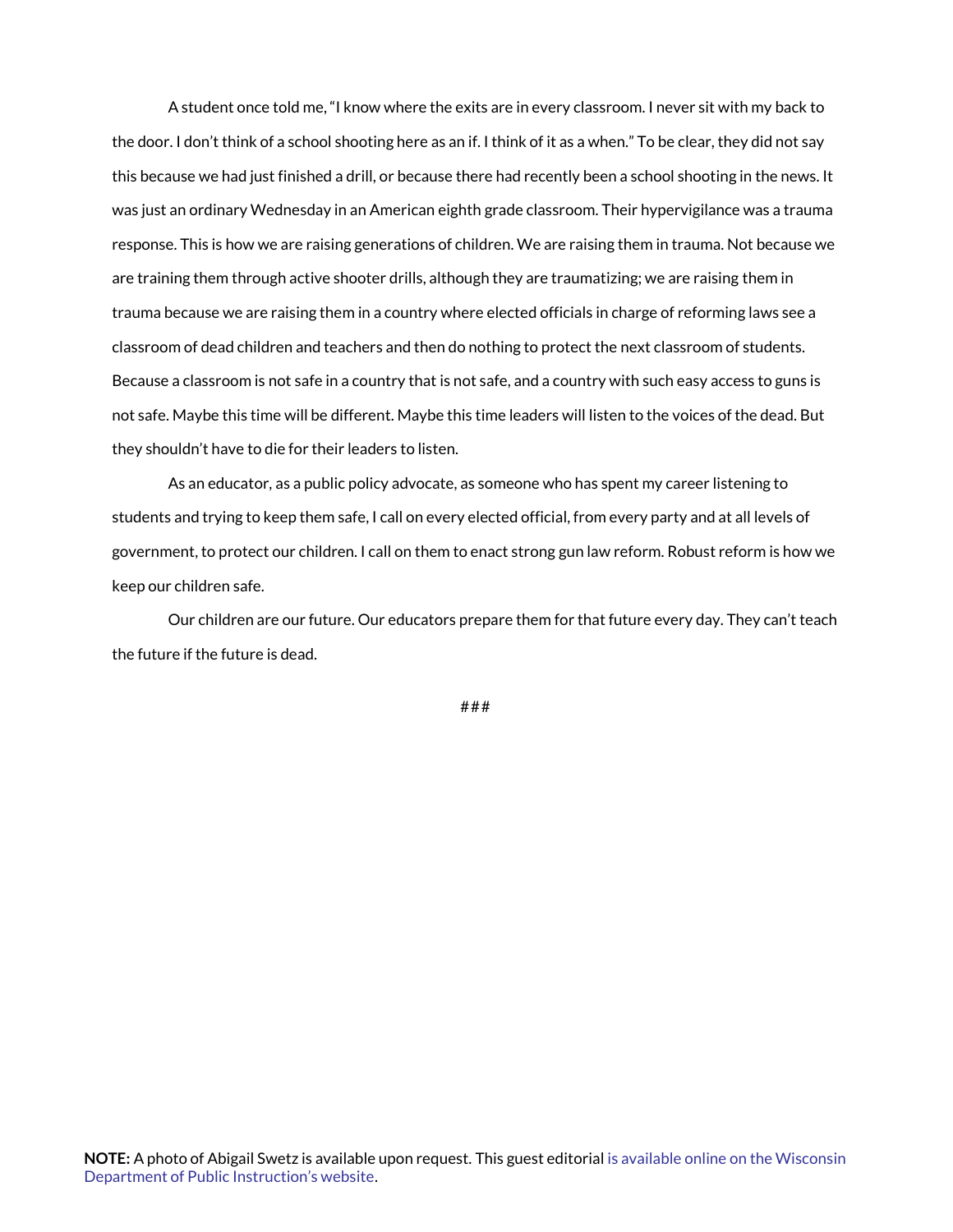A student once told me, "I know where the exits are in every classroom. I never sit with my back to the door. I don't think of a school shooting here as an if. I think of it as a when." To be clear, they did not say this because we had just finished a drill, or because there had recently been a school shooting in the news. It was just an ordinary Wednesday in an American eighth grade classroom. Their hypervigilance was a trauma response. This is how we are raising generations of children. We are raising them in trauma. Not because we are training them through active shooter drills, although they are traumatizing; we are raising them in trauma because we are raising them in a country where elected officials in charge of reforming laws see a classroom of dead children and teachers and then do nothing to protect the next classroom of students. Because a classroom is not safe in a country that is not safe, and a country with such easy access to guns is not safe. Maybe this time will be different. Maybe this time leaders will listen to the voices of the dead. But they shouldn't have to die for their leaders to listen.

As an educator, as a public policy advocate, as someone who has spent my career listening to students and trying to keep them safe, I call on every elected official, from every party and at all levels of government, to protect our children. I call on them to enact strong gun law reform. Robust reform is how we keep our children safe.

Our children are our future. Our educators prepare them for that future every day. They can't teach the future if the future is dead.

###

**NOTE:** A photo of Abigail Swetz is available upon request. This guest editorial is available online on the Wisconsin Department of Public Instruction's website.